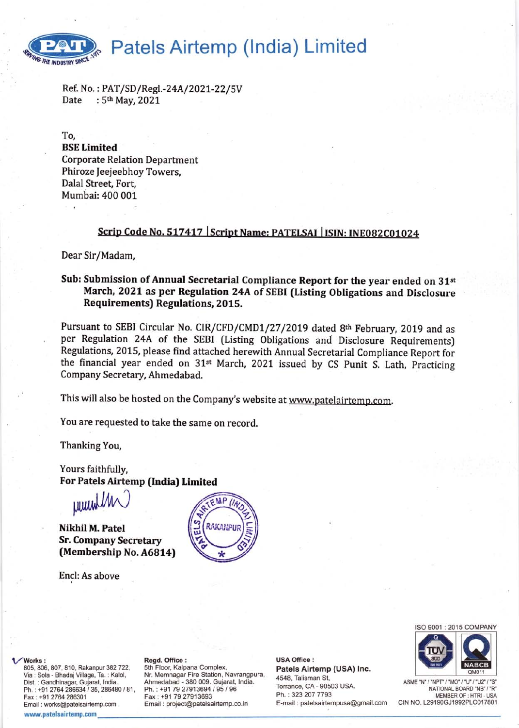# Patels Airtemp (India) Limited

Ref. No. : PAT/SD/Regl.-24A/2021-22/5V
Date : 5th May, 2021

To,
**BSE Limited**
Corporate Relation Department
Phiroze Jeejeebhoy Towers,
Dalal Street, Fort,
Mumbai: 400 001

**Scrip Code No. 517417 | Script Name: PATELSAI | ISIN: INE082C01024**

Dear Sir/Madam,

**Sub: Submission of Annual Secretarial Compliance Report for the year ended on 31st March, 2021 as per Regulation 24A of SEBI (Listing Obligations and Disclosure Requirements) Regulations, 2015.**

Pursuant to SEBI Circular No. CIR/CFD/CMD1/27/2019 dated 8th February, 2019 and as per Regulation 24A of the SEBI (Listing Obligations and Disclosure Requirements) Regulations, 2015, please find attached herewith Annual Secretarial Compliance Report for the financial year ended on 31st March, 2021 issued by CS Punit S. Lath, Practicing Company Secretary, Ahmedabad.

This will also be hosted on the Company's website at www.patelairtemp.com.

You are requested to take the same on record.

Thanking You,

Yours faithfully,
**For Patels Airtemp (India) Limited**

**Nikhil M. Patel**
**Sr. Company Secretary**
**(Membership No. A6814)**

Encl: As above

**Works :** 805, 806, 807, 810, Rakanpur 382 722, Via : Sola - Bhadaj Village, Ta. : Kalol, Dist. : Gandhinagar, Gujarat, India. Ph. : +91 2764 286634 / 35, 286480 / 81, Fax : +91 2764 286301 Email : works@patelsairtemp.com

**Regd. Office :** 5th Floor, Kalpana Complex, Nr. Memnagar Fire Station, Navrangpura, Ahmedabad - 380 009. Gujarat, India. Ph. : +91 79 27913694 / 95 / 96 Fax : +91 79 27913693 Email : project@patelsairtemp.co.in

**USA Office :** **Patels Airtemp (USA) Inc.** 4548, Talisman St, Torrance, CA - 90503 USA. Ph. : 323 207 7793 E-mail : patelsairtempusa@gmail.com

ISO 9001 : 2015 COMPANY
ASME "N" / "NPT" / "MO" / "U" / "U2" / "S" NATIONAL BOARD "NB" / "R" MEMBER OF : HTRI - USA
CIN NO. L29190GJ1992PLC017801

www.patelsairtemp.com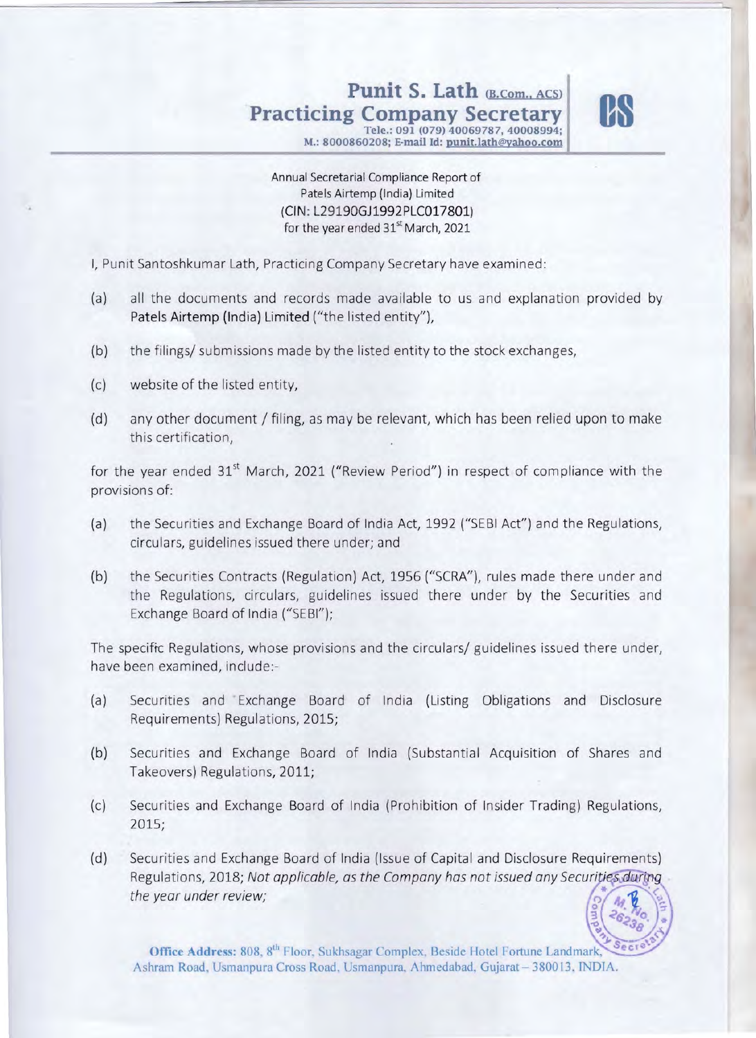# Punit S. Lath (B.Com., ACS)
## Practicing Company Secretary

Tele.: 091 (079) 40069787, 40008994;
M.: 8000860208; E-mail Id: punit.lath@yahoo.com

Annual Secretarial Compliance Report of
Patels Airtemp (India) Limited
(CIN: L29190GJ1992PLC017801)
for the year ended 31[st] March, 2021

I, Punit Santoshkumar Lath, Practicing Company Secretary have examined:

(a) all the documents and records made available to us and explanation provided by **Patels Airtemp (India) Limited** ("the listed entity"),

(b) the filings/ submissions made by the listed entity to the stock exchanges,

(c) website of the listed entity,

(d) any other document / filing, as may be relevant, which has been relied upon to make this certification,

for the year ended 31[st] March, 2021 ("Review Period") in respect of compliance with the provisions of:

(a) the Securities and Exchange Board of India Act, 1992 ("SEBI Act") and the Regulations, circulars, guidelines issued there under; and

(b) the Securities Contracts (Regulation) Act, 1956 ("SCRA"), rules made there under and the Regulations, circulars, guidelines issued there under by the Securities and Exchange Board of India ("SEBI");

The specific Regulations, whose provisions and the circulars/ guidelines issued there under, have been examined, include:-

(a) Securities and Exchange Board of India (Listing Obligations and Disclosure Requirements) Regulations, 2015;

(b) Securities and Exchange Board of India (Substantial Acquisition of Shares and Takeovers) Regulations, 2011;

(c) Securities and Exchange Board of India (Prohibition of Insider Trading) Regulations, 2015;

(d) Securities and Exchange Board of India (Issue of Capital and Disclosure Requirements) Regulations, 2018; *Not applicable, as the Company has not issued any Securities during the year under review;*

**Office Address:** 808, 8[th] Floor, Sukhsagar Complex, Beside Hotel Fortune Landmark, Ashram Road, Usmanpura Cross Road, Usmanpura, Ahmedabad, Gujarat – 380013, INDIA.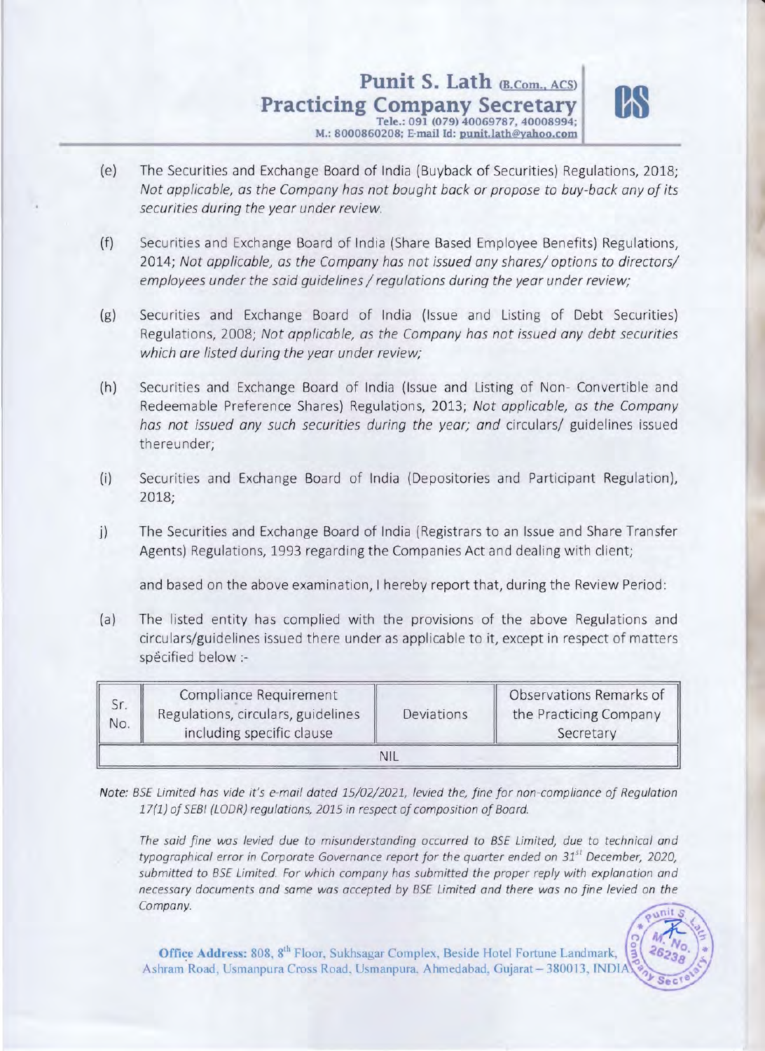(e) The Securities and Exchange Board of India (Buyback of Securities) Regulations, 2018; *Not applicable, as the Company has not bought back or propose to buy-back any of its securities during the year under review.*

(f) Securities and Exchange Board of India (Share Based Employee Benefits) Regulations, 2014; *Not applicable, as the Company has not issued any shares/ options to directors/ employees under the said guidelines / regulations during the year under review;*

(g) Securities and Exchange Board of India (Issue and Listing of Debt Securities) Regulations, 2008; *Not applicable, as the Company has not issued any debt securities which are listed during the year under review;*

(h) Securities and Exchange Board of India (Issue and Listing of Non- Convertible and Redeemable Preference Shares) Regulations, 2013; *Not applicable, as the Company has not issued any such securities during the year; and* circulars/ guidelines issued thereunder;

(i) Securities and Exchange Board of India (Depositories and Participant Regulation), 2018;

j) The Securities and Exchange Board of India (Registrars to an Issue and Share Transfer Agents) Regulations, 1993 regarding the Companies Act and dealing with client;

and based on the above examination, I hereby report that, during the Review Period:

(a) The listed entity has complied with the provisions of the above Regulations and circulars/guidelines issued there under as applicable to it, except in respect of matters specified below :-

| Sr. No. | Compliance Requirement Regulations, circulars, guidelines including specific clause | Deviations | Observations Remarks of the Practicing Company Secretary |
|---|---|---|---|
| NIL | | | |

*Note: BSE Limited has vide it's e-mail dated 15/02/2021, levied the, fine for non-compliance of Regulation 17(1) of SEBI (LODR) regulations, 2015 in respect of composition of Board.*

*The said fine was levied due to misunderstanding occurred to BSE Limited, due to technical and typographical error in Corporate Governance report for the quarter ended on 31st December, 2020, submitted to BSE Limited. For which company has submitted the proper reply with explanation and necessary documents and same was accepted by BSE Limited and there was no fine levied on the Company.*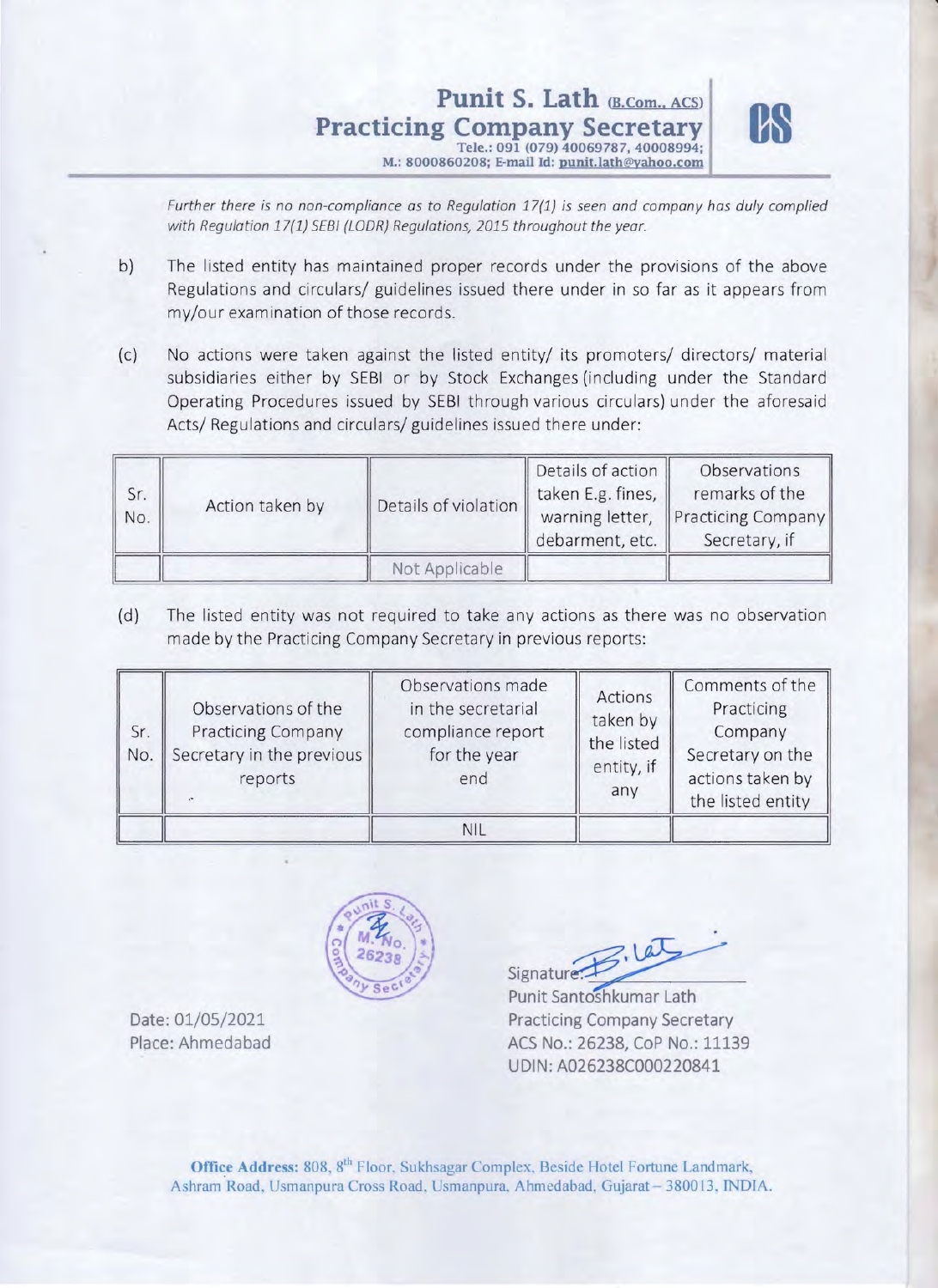*Further there is no non-compliance as to Regulation 17(1) is seen and company has duly complied with Regulation 17(1) SEBI (LODR) Regulations, 2015 throughout the year.*

b) The listed entity has maintained proper records under the provisions of the above Regulations and circulars/ guidelines issued there under in so far as it appears from my/our examination of those records.

(c) No actions were taken against the listed entity/ its promoters/ directors/ material subsidiaries either by SEBI or by Stock Exchanges (including under the Standard Operating Procedures issued by SEBI through various circulars) under the aforesaid Acts/ Regulations and circulars/ guidelines issued there under:

| Sr. No. | Action taken by | Details of violation | Details of action taken E.g. fines, warning letter, debarment, etc. | Observations remarks of the Practicing Company Secretary, if |
|---|---|---|---|---|
| | | Not Applicable | | |

(d) The listed entity was not required to take any actions as there was no observation made by the Practicing Company Secretary in previous reports:

| Sr. No. | Observations of the Practicing Company Secretary in the previous reports | Observations made in the secretarial compliance report for the year end | Actions taken by the listed entity, if any | Comments of the Practicing Company Secretary on the actions taken by the listed entity |
|---|---|---|---|---|
| | | NIL | | |

Date: 01/05/2021
Place: Ahmedabad

Signature:

Punit Santoshkumar Lath
Practicing Company Secretary
ACS No.: 26238, CoP No.: 11139
UDIN: A026238C000220841